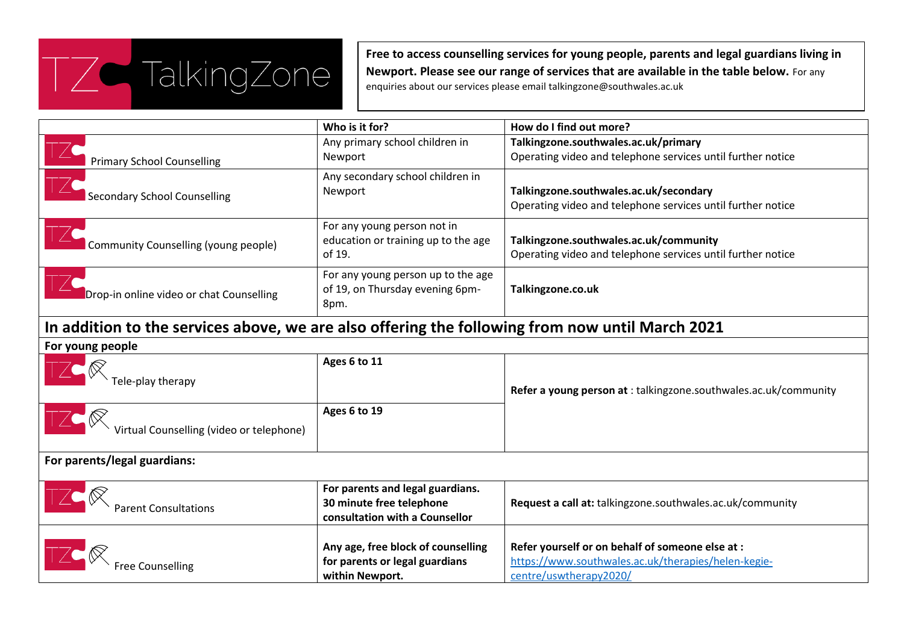# TalkingZone

**Free to access counselling services for young people, parents and legal guardians living in Newport. Please see our range of services that are available in the table below.** For any enquiries about our services please email talkingzone@southwales.ac.uk

| | Who is it for? | How do I find out more? |
|---|---|---|
| Primary School Counselling | Any primary school children in Newport | **Talkingzone.southwales.ac.uk/primary** Operating video and telephone services until further notice |
| Secondary School Counselling | Any secondary school children in Newport | **Talkingzone.southwales.ac.uk/secondary** Operating video and telephone services until further notice |
| Community Counselling (young people) | For any young person not in education or training up to the age of 19. | **Talkingzone.southwales.ac.uk/community** Operating video and telephone services until further notice |
| Drop-in online video or chat Counselling | For any young person up to the age of 19, on Thursday evening 6pm-8pm. | **Talkingzone.co.uk** |

## In addition to the services above, we are also offering the following from now until March 2021

| For young people | | |
|---|---|---|
| Tele-play therapy | **Ages 6 to 11** | **Refer a young person at** : talkingzone.southwales.ac.uk/community |
| Virtual Counselling (video or telephone) | **Ages 6 to 19** | |

| For parents/legal guardians: | | |
|---|---|---|
| Parent Consultations | **For parents and legal guardians. 30 minute free telephone consultation with a Counsellor** | **Request a call at:** talkingzone.southwales.ac.uk/community |
| Free Counselling | **Any age, free block of counselling for parents or legal guardians within Newport.** | **Refer yourself or on behalf of someone else at :** https://www.southwales.ac.uk/therapies/helen-kegie-centre/uswtherapy2020/ |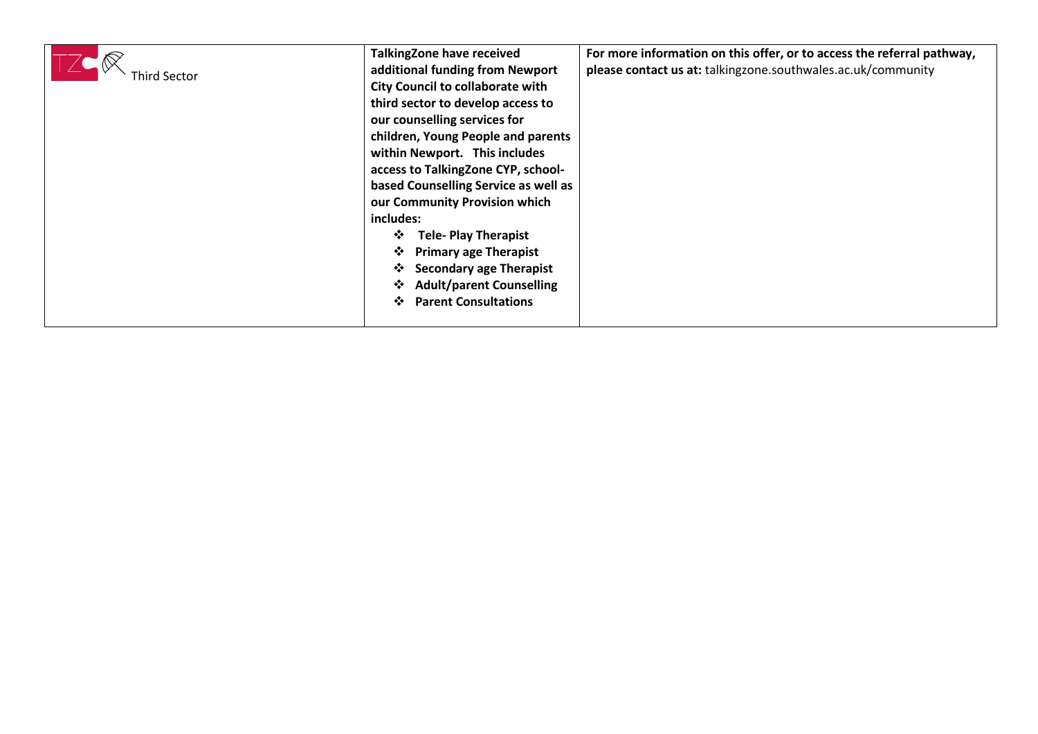| | | |
|---|---|---|
| TZC Third Sector | **TalkingZone have received additional funding from Newport City Council to collaborate with third sector to develop access to our counselling services for children, Young People and parents within Newport. This includes access to TalkingZone CYP, school-based Counselling Service as well as our Community Provision which includes:**<br>❖ **Tele- Play Therapist**<br>❖ **Primary age Therapist**<br>❖ **Secondary age Therapist**<br>❖ **Adult/parent Counselling**<br>❖ **Parent Consultations** | **For more information on this offer, or to access the referral pathway, please contact us at:** talkingzone.southwales.ac.uk/community |